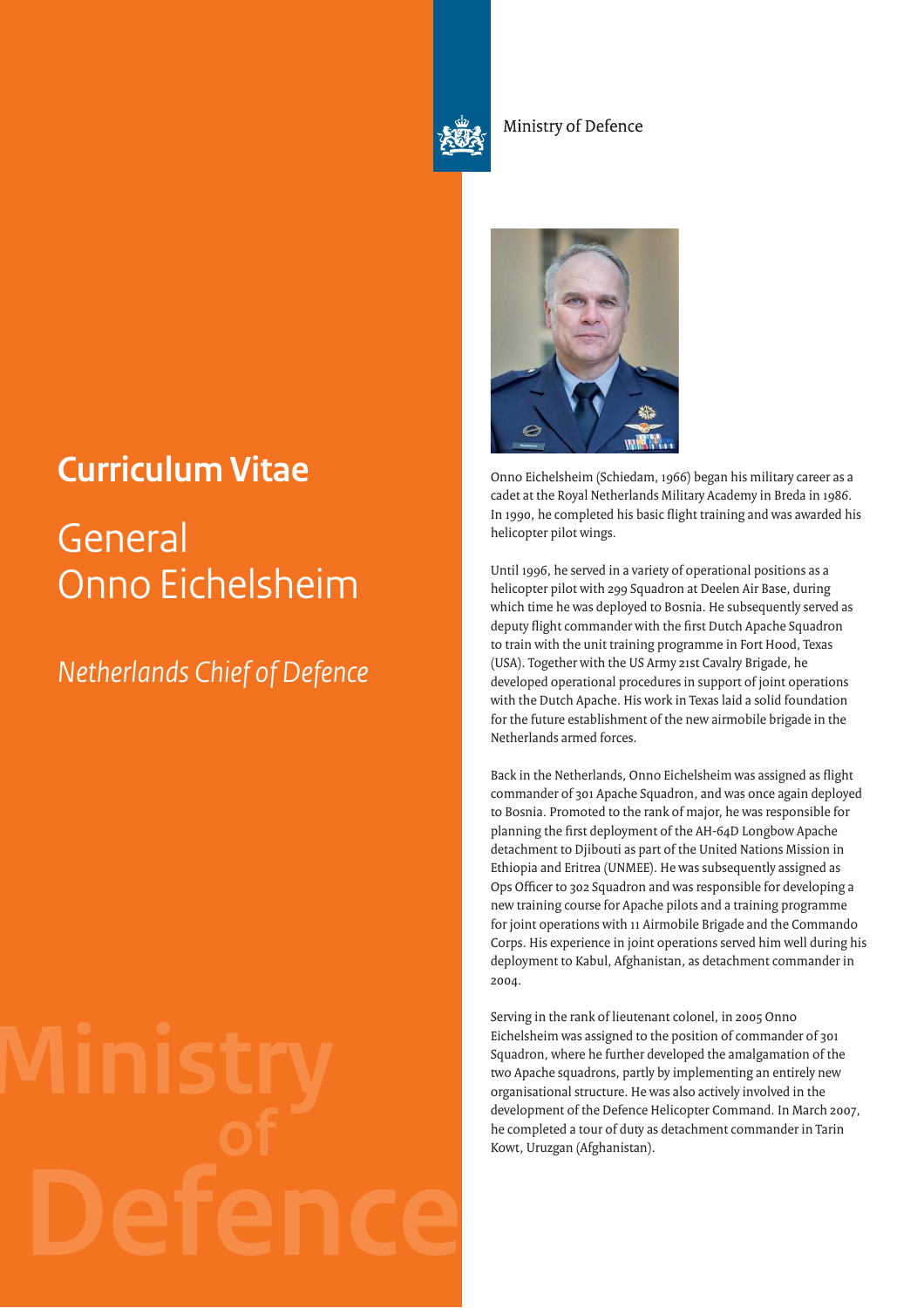Ministry of Defence

# Curriculum Vitae

## General Onno Eichelsheim

*Netherlands Chief of Defence*

Onno Eichelsheim (Schiedam, 1966) began his military career as a cadet at the Royal Netherlands Military Academy in Breda in 1986. In 1990, he completed his basic flight training and was awarded his helicopter pilot wings.

Until 1996, he served in a variety of operational positions as a helicopter pilot with 299 Squadron at Deelen Air Base, during which time he was deployed to Bosnia. He subsequently served as deputy flight commander with the first Dutch Apache Squadron to train with the unit training programme in Fort Hood, Texas (USA). Together with the US Army 21st Cavalry Brigade, he developed operational procedures in support of joint operations with the Dutch Apache. His work in Texas laid a solid foundation for the future establishment of the new airmobile brigade in the Netherlands armed forces.

Back in the Netherlands, Onno Eichelsheim was assigned as flight commander of 301 Apache Squadron, and was once again deployed to Bosnia. Promoted to the rank of major, he was responsible for planning the first deployment of the AH-64D Longbow Apache detachment to Djibouti as part of the United Nations Mission in Ethiopia and Eritrea (UNMEE). He was subsequently assigned as Ops Officer to 302 Squadron and was responsible for developing a new training course for Apache pilots and a training programme for joint operations with 11 Airmobile Brigade and the Commando Corps. His experience in joint operations served him well during his deployment to Kabul, Afghanistan, as detachment commander in 2004.

Serving in the rank of lieutenant colonel, in 2005 Onno Eichelsheim was assigned to the position of commander of 301 Squadron, where he further developed the amalgamation of the two Apache squadrons, partly by implementing an entirely new organisational structure. He was also actively involved in the development of the Defence Helicopter Command. In March 2007, he completed a tour of duty as detachment commander in Tarin Kowt, Uruzgan (Afghanistan).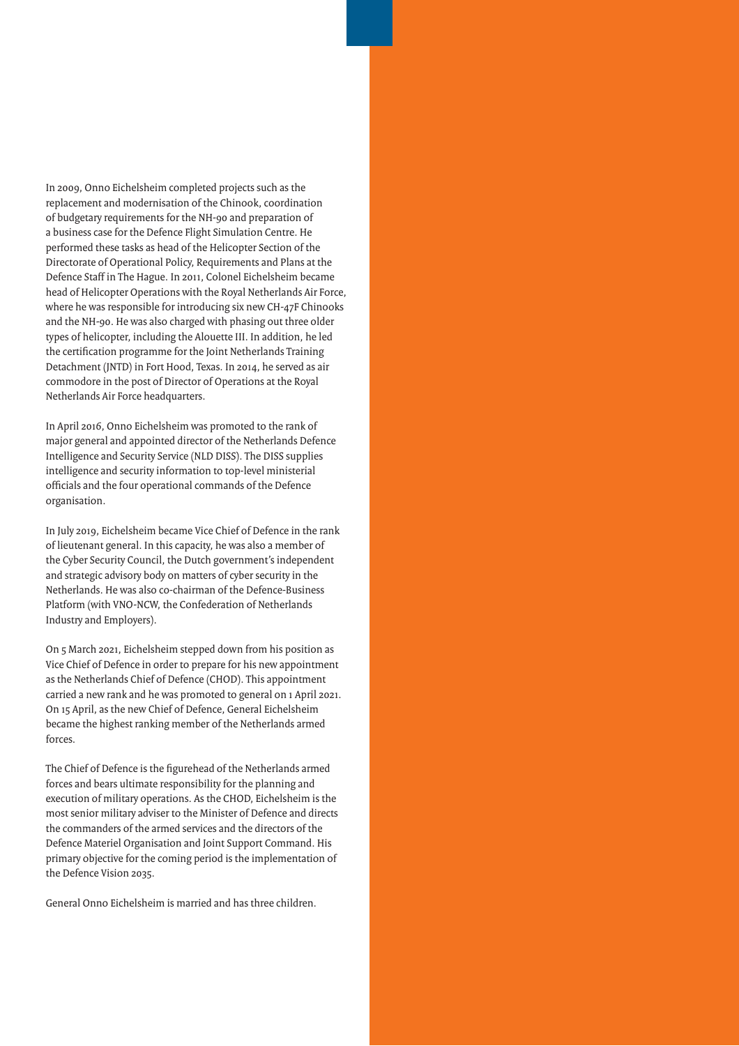In 2009, Onno Eichelsheim completed projects such as the replacement and modernisation of the Chinook, coordination of budgetary requirements for the NH-90 and preparation of a business case for the Defence Flight Simulation Centre. He performed these tasks as head of the Helicopter Section of the Directorate of Operational Policy, Requirements and Plans at the Defence Staff in The Hague. In 2011, Colonel Eichelsheim became head of Helicopter Operations with the Royal Netherlands Air Force, where he was responsible for introducing six new CH-47F Chinooks and the NH-90. He was also charged with phasing out three older types of helicopter, including the Alouette III. In addition, he led the certification programme for the Joint Netherlands Training Detachment (JNTD) in Fort Hood, Texas. In 2014, he served as air commodore in the post of Director of Operations at the Royal Netherlands Air Force headquarters.

In April 2016, Onno Eichelsheim was promoted to the rank of major general and appointed director of the Netherlands Defence Intelligence and Security Service (NLD DISS). The DISS supplies intelligence and security information to top-level ministerial officials and the four operational commands of the Defence organisation.

In July 2019, Eichelsheim became Vice Chief of Defence in the rank of lieutenant general. In this capacity, he was also a member of the Cyber Security Council, the Dutch government's independent and strategic advisory body on matters of cyber security in the Netherlands. He was also co-chairman of the Defence-Business Platform (with VNO-NCW, the Confederation of Netherlands Industry and Employers).

On 5 March 2021, Eichelsheim stepped down from his position as Vice Chief of Defence in order to prepare for his new appointment as the Netherlands Chief of Defence (CHOD). This appointment carried a new rank and he was promoted to general on 1 April 2021. On 15 April, as the new Chief of Defence, General Eichelsheim became the highest ranking member of the Netherlands armed forces.

The Chief of Defence is the figurehead of the Netherlands armed forces and bears ultimate responsibility for the planning and execution of military operations. As the CHOD, Eichelsheim is the most senior military adviser to the Minister of Defence and directs the commanders of the armed services and the directors of the Defence Materiel Organisation and Joint Support Command. His primary objective for the coming period is the implementation of the Defence Vision 2035.

General Onno Eichelsheim is married and has three children.